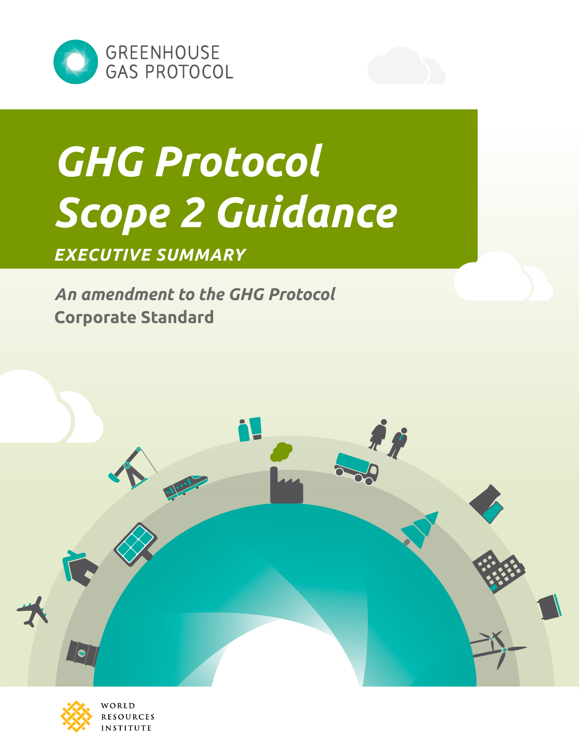GREENHOUSE GAS PROTOCOL

# *GHG Protocol Scope 2 Guidance*

***EXECUTIVE SUMMARY***

*An amendment to the GHG Protocol*
**Corporate Standard**

WORLD RESOURCES INSTITUTE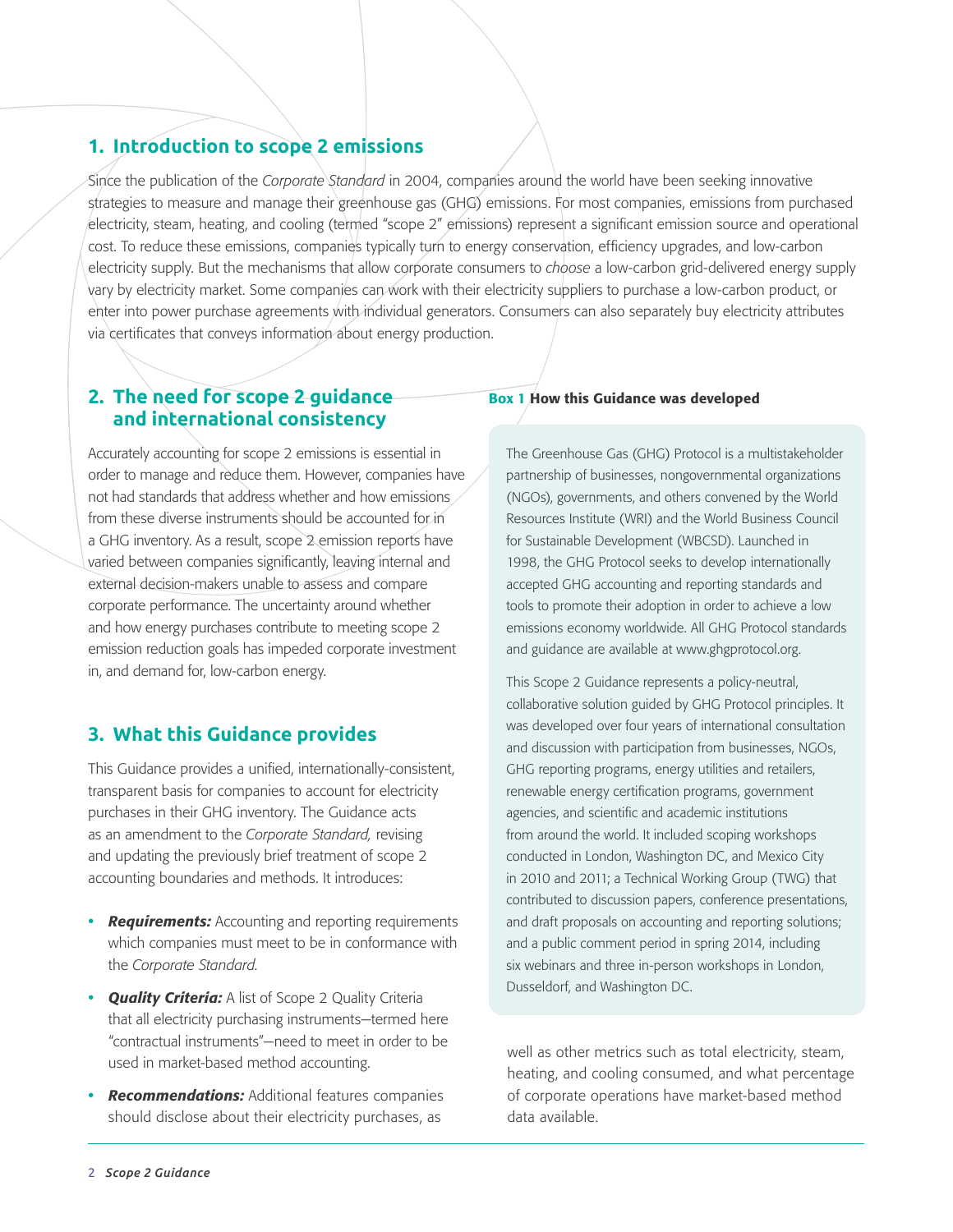## 1. Introduction to scope 2 emissions

Since the publication of the *Corporate Standard* in 2004, companies around the world have been seeking innovative strategies to measure and manage their greenhouse gas (GHG) emissions. For most companies, emissions from purchased electricity, steam, heating, and cooling (termed "scope 2" emissions) represent a significant emission source and operational cost. To reduce these emissions, companies typically turn to energy conservation, efficiency upgrades, and low-carbon electricity supply. But the mechanisms that allow corporate consumers to *choose* a low-carbon grid-delivered energy supply vary by electricity market. Some companies can work with their electricity suppliers to purchase a low-carbon product, or enter into power purchase agreements with individual generators. Consumers can also separately buy electricity attributes via certificates that conveys information about energy production.

## 2. The need for scope 2 guidance and international consistency

Accurately accounting for scope 2 emissions is essential in order to manage and reduce them. However, companies have not had standards that address whether and how emissions from these diverse instruments should be accounted for in a GHG inventory. As a result, scope 2 emission reports have varied between companies significantly, leaving internal and external decision-makers unable to assess and compare corporate performance. The uncertainty around whether and how energy purchases contribute to meeting scope 2 emission reduction goals has impeded corporate investment in, and demand for, low-carbon energy.

## 3. What this Guidance provides

This Guidance provides a unified, internationally-consistent, transparent basis for companies to account for electricity purchases in their GHG inventory. The Guidance acts as an amendment to the *Corporate Standard,* revising and updating the previously brief treatment of scope 2 accounting boundaries and methods. It introduces:

- ***Requirements:*** Accounting and reporting requirements which companies must meet to be in conformance with the *Corporate Standard.*
- ***Quality Criteria:*** A list of Scope 2 Quality Criteria that all electricity purchasing instruments—termed here "contractual instruments"—need to meet in order to be used in market-based method accounting.
- ***Recommendations:*** Additional features companies should disclose about their electricity purchases, as well as other metrics such as total electricity, steam, heating, and cooling consumed, and what percentage of corporate operations have market-based method data available.

**Box 1 How this Guidance was developed**

The Greenhouse Gas (GHG) Protocol is a multistakeholder partnership of businesses, nongovernmental organizations (NGOs), governments, and others convened by the World Resources Institute (WRI) and the World Business Council for Sustainable Development (WBCSD). Launched in 1998, the GHG Protocol seeks to develop internationally accepted GHG accounting and reporting standards and tools to promote their adoption in order to achieve a low emissions economy worldwide. All GHG Protocol standards and guidance are available at www.ghgprotocol.org.

This Scope 2 Guidance represents a policy-neutral, collaborative solution guided by GHG Protocol principles. It was developed over four years of international consultation and discussion with participation from businesses, NGOs, GHG reporting programs, energy utilities and retailers, renewable energy certification programs, government agencies, and scientific and academic institutions from around the world. It included scoping workshops conducted in London, Washington DC, and Mexico City in 2010 and 2011; a Technical Working Group (TWG) that contributed to discussion papers, conference presentations, and draft proposals on accounting and reporting solutions; and a public comment period in spring 2014, including six webinars and three in-person workshops in London, Dusseldorf, and Washington DC.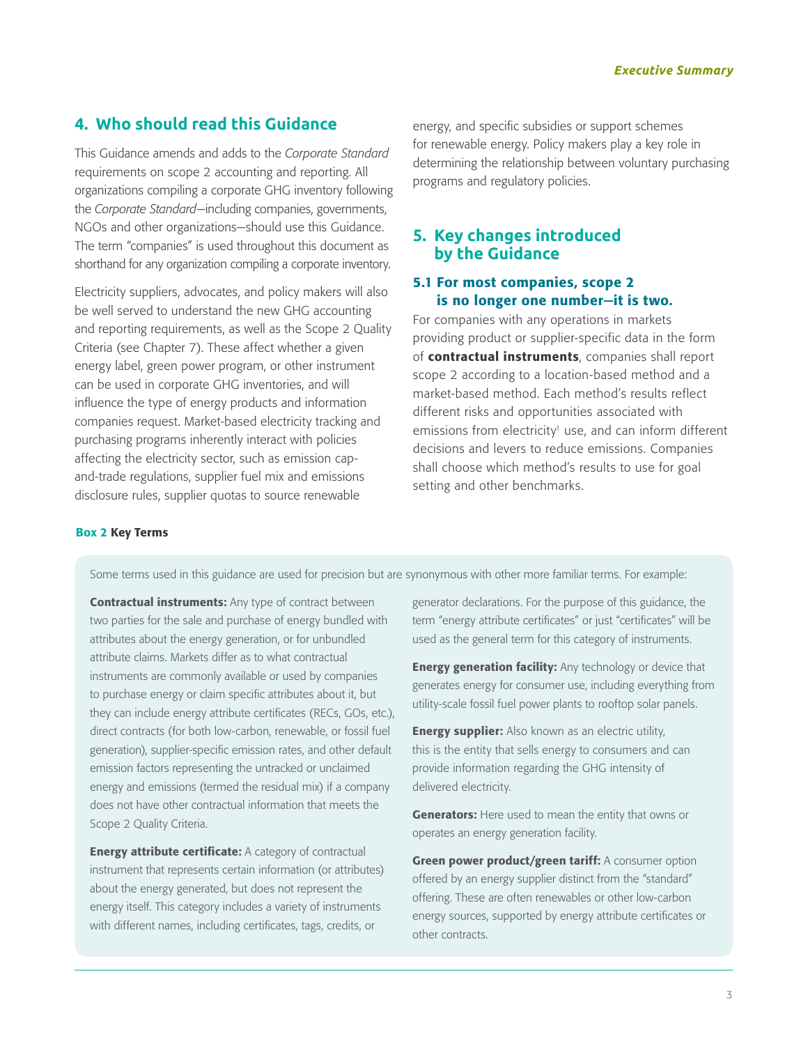## 4. Who should read this Guidance

This Guidance amends and adds to the *Corporate Standard* requirements on scope 2 accounting and reporting. All organizations compiling a corporate GHG inventory following the *Corporate Standard*—including companies, governments, NGOs and other organizations—should use this Guidance. The term "companies" is used throughout this document as shorthand for any organization compiling a corporate inventory.

Electricity suppliers, advocates, and policy makers will also be well served to understand the new GHG accounting and reporting requirements, as well as the Scope 2 Quality Criteria (see Chapter 7). These affect whether a given energy label, green power program, or other instrument can be used in corporate GHG inventories, and will influence the type of energy products and information companies request. Market-based electricity tracking and purchasing programs inherently interact with policies affecting the electricity sector, such as emission cap-and-trade regulations, supplier fuel mix and emissions disclosure rules, supplier quotas to source renewable energy, and specific subsidies or support schemes for renewable energy. Policy makers play a key role in determining the relationship between voluntary purchasing programs and regulatory policies.

## 5. Key changes introduced by the Guidance

### 5.1 For most companies, scope 2 is no longer one number—it is two.

For companies with any operations in markets providing product or supplier-specific data in the form of **contractual instruments**, companies shall report scope 2 according to a location-based method and a market-based method. Each method's results reflect different risks and opportunities associated with emissions from electricity[1] use, and can inform different decisions and levers to reduce emissions. Companies shall choose which method's results to use for goal setting and other benchmarks.

**Box 2 Key Terms**

Some terms used in this guidance are used for precision but are synonymous with other more familiar terms. For example:

**Contractual instruments:** Any type of contract between two parties for the sale and purchase of energy bundled with attributes about the energy generation, or for unbundled attribute claims. Markets differ as to what contractual instruments are commonly available or used by companies to purchase energy or claim specific attributes about it, but they can include energy attribute certificates (RECs, GOs, etc.), direct contracts (for both low-carbon, renewable, or fossil fuel generation), supplier-specific emission rates, and other default emission factors representing the untracked or unclaimed energy and emissions (termed the residual mix) if a company does not have other contractual information that meets the Scope 2 Quality Criteria.

**Energy attribute certificate:** A category of contractual instrument that represents certain information (or attributes) about the energy generated, but does not represent the energy itself. This category includes a variety of instruments with different names, including certificates, tags, credits, or generator declarations. For the purpose of this guidance, the term "energy attribute certificates" or just "certificates" will be used as the general term for this category of instruments.

**Energy generation facility:** Any technology or device that generates energy for consumer use, including everything from utility-scale fossil fuel power plants to rooftop solar panels.

**Energy supplier:** Also known as an electric utility, this is the entity that sells energy to consumers and can provide information regarding the GHG intensity of delivered electricity.

**Generators:** Here used to mean the entity that owns or operates an energy generation facility.

**Green power product/green tariff:** A consumer option offered by an energy supplier distinct from the "standard" offering. These are often renewables or other low-carbon energy sources, supported by energy attribute certificates or other contracts.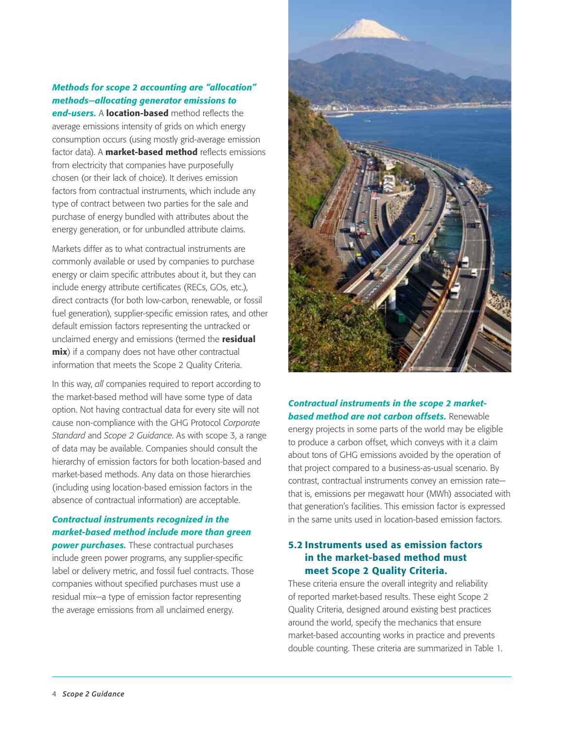***Methods for scope 2 accounting are "allocation" methods—allocating generator emissions to end-users.*** A **location-based** method reflects the average emissions intensity of grids on which energy consumption occurs (using mostly grid-average emission factor data). A **market-based method** reflects emissions from electricity that companies have purposefully chosen (or their lack of choice). It derives emission factors from contractual instruments, which include any type of contract between two parties for the sale and purchase of energy bundled with attributes about the energy generation, or for unbundled attribute claims.

Markets differ as to what contractual instruments are commonly available or used by companies to purchase energy or claim specific attributes about it, but they can include energy attribute certificates (RECs, GOs, etc.), direct contracts (for both low-carbon, renewable, or fossil fuel generation), supplier-specific emission rates, and other default emission factors representing the untracked or unclaimed energy and emissions (termed the **residual mix**) if a company does not have other contractual information that meets the Scope 2 Quality Criteria.

In this way, *all* companies required to report according to the market-based method will have some type of data option. Not having contractual data for every site will not cause non-compliance with the GHG Protocol *Corporate Standard* and *Scope 2 Guidance*. As with scope 3, a range of data may be available. Companies should consult the hierarchy of emission factors for both location-based and market-based methods. Any data on those hierarchies (including using location-based emission factors in the absence of contractual information) are acceptable.

***Contractual instruments recognized in the market-based method include more than green power purchases.*** These contractual purchases include green power programs, any supplier-specific label or delivery metric, and fossil fuel contracts. Those companies without specified purchases must use a residual mix—a type of emission factor representing the average emissions from all unclaimed energy.

***Contractual instruments in the scope 2 market-based method are not carbon offsets.*** Renewable energy projects in some parts of the world may be eligible to produce a carbon offset, which conveys with it a claim about tons of GHG emissions avoided by the operation of that project compared to a business-as-usual scenario. By contrast, contractual instruments convey an emission rate—that is, emissions per megawatt hour (MWh) associated with that generation's facilities. This emission factor is expressed in the same units used in location-based emission factors.

## 5.2 Instruments used as emission factors in the market-based method must meet Scope 2 Quality Criteria.

These criteria ensure the overall integrity and reliability of reported market-based results. These eight Scope 2 Quality Criteria, designed around existing best practices around the world, specify the mechanics that ensure market-based accounting works in practice and prevents double counting. These criteria are summarized in Table 1.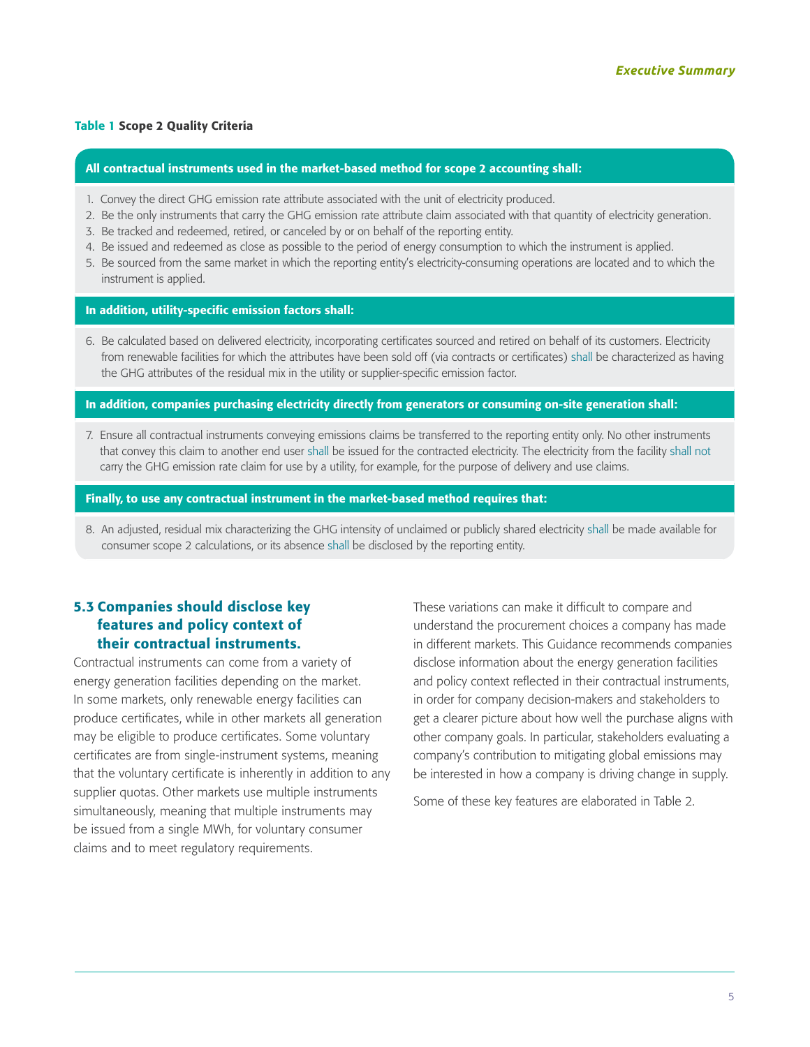**Table 1** **Scope 2 Quality Criteria**

**All contractual instruments used in the market-based method for scope 2 accounting shall:**

1. Convey the direct GHG emission rate attribute associated with the unit of electricity produced.
2. Be the only instruments that carry the GHG emission rate attribute claim associated with that quantity of electricity generation.
3. Be tracked and redeemed, retired, or canceled by or on behalf of the reporting entity.
4. Be issued and redeemed as close as possible to the period of energy consumption to which the instrument is applied.
5. Be sourced from the same market in which the reporting entity's electricity-consuming operations are located and to which the instrument is applied.

**In addition, utility-specific emission factors shall:**

6. Be calculated based on delivered electricity, incorporating certificates sourced and retired on behalf of its customers. Electricity from renewable facilities for which the attributes have been sold off (via contracts or certificates) shall be characterized as having the GHG attributes of the residual mix in the utility or supplier-specific emission factor.

**In addition, companies purchasing electricity directly from generators or consuming on-site generation shall:**

7. Ensure all contractual instruments conveying emissions claims be transferred to the reporting entity only. No other instruments that convey this claim to another end user shall be issued for the contracted electricity. The electricity from the facility shall not carry the GHG emission rate claim for use by a utility, for example, for the purpose of delivery and use claims.

**Finally, to use any contractual instrument in the market-based method requires that:**

8. An adjusted, residual mix characterizing the GHG intensity of unclaimed or publicly shared electricity shall be made available for consumer scope 2 calculations, or its absence shall be disclosed by the reporting entity.

## 5.3 Companies should disclose key features and policy context of their contractual instruments.

Contractual instruments can come from a variety of energy generation facilities depending on the market. In some markets, only renewable energy facilities can produce certificates, while in other markets all generation may be eligible to produce certificates. Some voluntary certificates are from single-instrument systems, meaning that the voluntary certificate is inherently in addition to any supplier quotas. Other markets use multiple instruments simultaneously, meaning that multiple instruments may be issued from a single MWh, for voluntary consumer claims and to meet regulatory requirements.

These variations can make it difficult to compare and understand the procurement choices a company has made in different markets. This Guidance recommends companies disclose information about the energy generation facilities and policy context reflected in their contractual instruments, in order for company decision-makers and stakeholders to get a clearer picture about how well the purchase aligns with other company goals. In particular, stakeholders evaluating a company's contribution to mitigating global emissions may be interested in how a company is driving change in supply.

Some of these key features are elaborated in Table 2.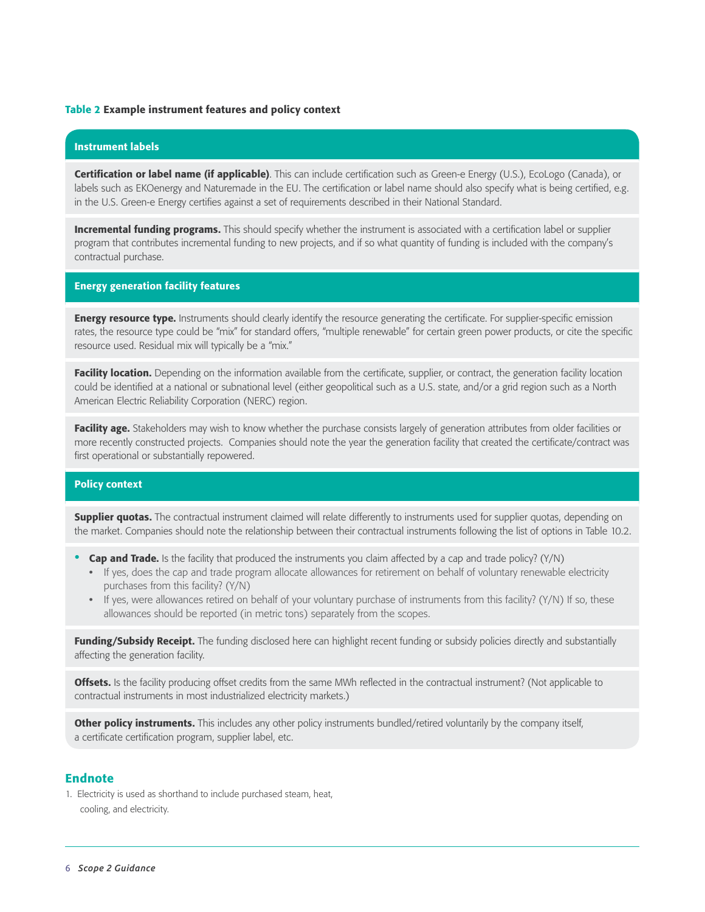**Table 2 Example instrument features and policy context**

### Instrument labels

**Certification or label name (if applicable)**. This can include certification such as Green-e Energy (U.S.), EcoLogo (Canada), or labels such as EKOenergy and Naturemade in the EU. The certification or label name should also specify what is being certified, e.g. in the U.S. Green-e Energy certifies against a set of requirements described in their National Standard.

**Incremental funding programs.** This should specify whether the instrument is associated with a certification label or supplier program that contributes incremental funding to new projects, and if so what quantity of funding is included with the company's contractual purchase.

### Energy generation facility features

**Energy resource type.** Instruments should clearly identify the resource generating the certificate. For supplier-specific emission rates, the resource type could be "mix" for standard offers, "multiple renewable" for certain green power products, or cite the specific resource used. Residual mix will typically be a "mix."

**Facility location.** Depending on the information available from the certificate, supplier, or contract, the generation facility location could be identified at a national or subnational level (either geopolitical such as a U.S. state, and/or a grid region such as a North American Electric Reliability Corporation (NERC) region.

**Facility age.** Stakeholders may wish to know whether the purchase consists largely of generation attributes from older facilities or more recently constructed projects. Companies should note the year the generation facility that created the certificate/contract was first operational or substantially repowered.

### Policy context

**Supplier quotas.** The contractual instrument claimed will relate differently to instruments used for supplier quotas, depending on the market. Companies should note the relationship between their contractual instruments following the list of options in Table 10.2.

- **Cap and Trade.** Is the facility that produced the instruments you claim affected by a cap and trade policy? (Y/N)
  - If yes, does the cap and trade program allocate allowances for retirement on behalf of voluntary renewable electricity purchases from this facility? (Y/N)
  - If yes, were allowances retired on behalf of your voluntary purchase of instruments from this facility? (Y/N) If so, these allowances should be reported (in metric tons) separately from the scopes.

**Funding/Subsidy Receipt.** The funding disclosed here can highlight recent funding or subsidy policies directly and substantially affecting the generation facility.

**Offsets.** Is the facility producing offset credits from the same MWh reflected in the contractual instrument? (Not applicable to contractual instruments in most industrialized electricity markets.)

**Other policy instruments.** This includes any other policy instruments bundled/retired voluntarily by the company itself, a certificate certification program, supplier label, etc.

## Endnote

1. Electricity is used as shorthand to include purchased steam, heat, cooling, and electricity.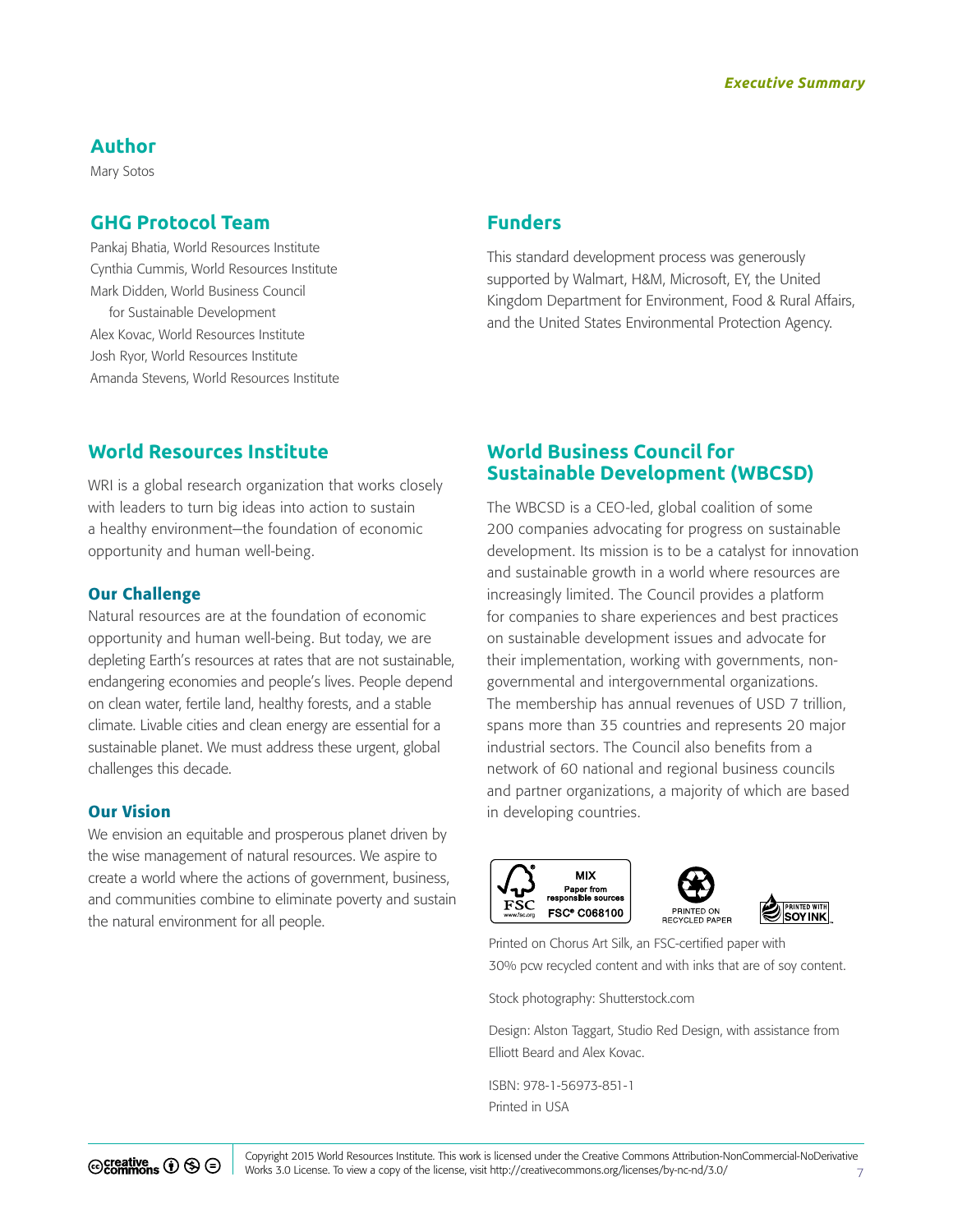## Author

Mary Sotos

## GHG Protocol Team

Pankaj Bhatia, World Resources Institute
Cynthia Cummis, World Resources Institute
Mark Didden, World Business Council for Sustainable Development
Alex Kovac, World Resources Institute
Josh Ryor, World Resources Institute
Amanda Stevens, World Resources Institute

## Funders

This standard development process was generously supported by Walmart, H&M, Microsoft, EY, the United Kingdom Department for Environment, Food & Rural Affairs, and the United States Environmental Protection Agency.

## World Resources Institute

WRI is a global research organization that works closely with leaders to turn big ideas into action to sustain a healthy environment—the foundation of economic opportunity and human well-being.

### Our Challenge

Natural resources are at the foundation of economic opportunity and human well-being. But today, we are depleting Earth's resources at rates that are not sustainable, endangering economies and people's lives. People depend on clean water, fertile land, healthy forests, and a stable climate. Livable cities and clean energy are essential for a sustainable planet. We must address these urgent, global challenges this decade.

### Our Vision

We envision an equitable and prosperous planet driven by the wise management of natural resources. We aspire to create a world where the actions of government, business, and communities combine to eliminate poverty and sustain the natural environment for all people.

## World Business Council for Sustainable Development (WBCSD)

The WBCSD is a CEO-led, global coalition of some 200 companies advocating for progress on sustainable development. Its mission is to be a catalyst for innovation and sustainable growth in a world where resources are increasingly limited. The Council provides a platform for companies to share experiences and best practices on sustainable development issues and advocate for their implementation, working with governments, non-governmental and intergovernmental organizations. The membership has annual revenues of USD 7 trillion, spans more than 35 countries and represents 20 major industrial sectors. The Council also benefits from a network of 60 national and regional business councils and partner organizations, a majority of which are based in developing countries.

MIX Paper from responsible sources FSC® C068100

PRINTED ON RECYCLED PAPER

PRINTED WITH SOY INK

Printed on Chorus Art Silk, an FSC-certified paper with 30% pcw recycled content and with inks that are of soy content.

Stock photography: Shutterstock.com

Design: Alston Taggart, Studio Red Design, with assistance from Elliott Beard and Alex Kovac.

ISBN: 978-1-56973-851-1
Printed in USA

Copyright 2015 World Resources Institute. This work is licensed under the Creative Commons Attribution-NonCommercial-NoDerivative Works 3.0 License. To view a copy of the license, visit http://creativecommons.org/licenses/by-nc-nd/3.0/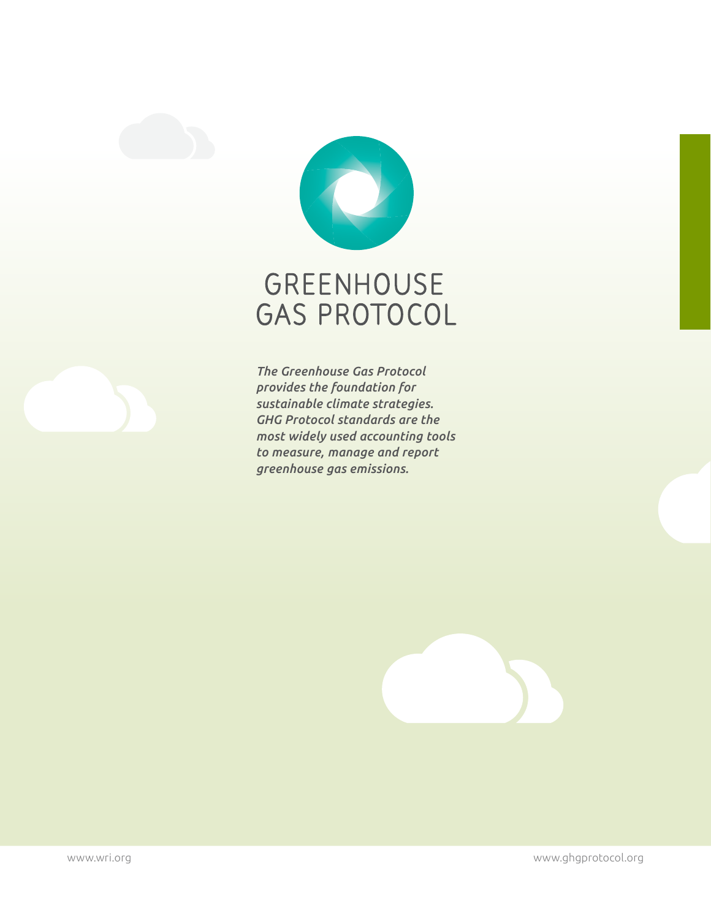# GREENHOUSE GAS PROTOCOL

*The Greenhouse Gas Protocol provides the foundation for sustainable climate strategies. GHG Protocol standards are the most widely used accounting tools to measure, manage and report greenhouse gas emissions.*

www.wri.org

www.ghgprotocol.org